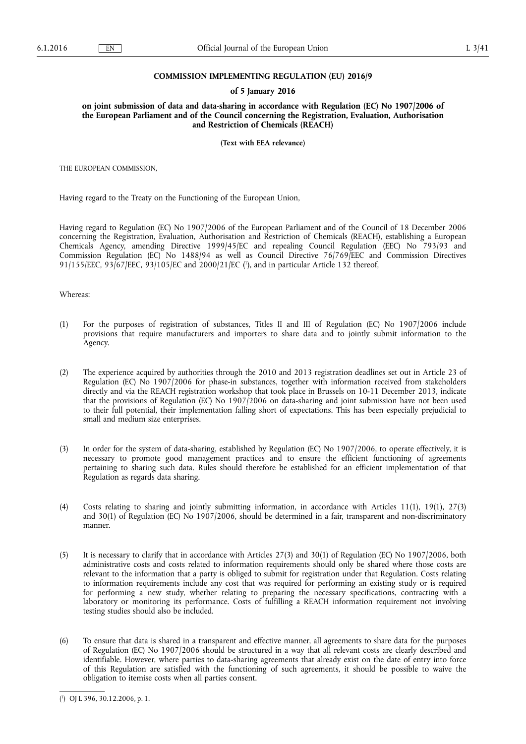**COMMISSION IMPLEMENTING REGULATION (EU) 2016/9**

**of 5 January 2016**

**on joint submission of data and data-sharing in accordance with Regulation (EC) No 1907/2006 of the European Parliament and of the Council concerning the Registration, Evaluation, Authorisation and Restriction of Chemicals (REACH)**

**(Text with EEA relevance)**

THE EUROPEAN COMMISSION,

Having regard to the Treaty on the Functioning of the European Union,

Having regard to Regulation (EC) No 1907/2006 of the European Parliament and of the Council of 18 December 2006 concerning the Registration, Evaluation, Authorisation and Restriction of Chemicals (REACH), establishing a European Chemicals Agency, amending Directive 1999/45/EC and repealing Council Regulation (EEC) No 793/93 and Commission Regulation (EC) No 1488/94 as well as Council Directive 76/769/EEC and Commission Directives 91/155/EEC, 93/67/EEC, 93/105/EC and 2000/21/EC [1], and in particular Article 132 thereof,

Whereas:

(1) For the purposes of registration of substances, Titles II and III of Regulation (EC) No 1907/2006 include provisions that require manufacturers and importers to share data and to jointly submit information to the Agency.

(2) The experience acquired by authorities through the 2010 and 2013 registration deadlines set out in Article 23 of Regulation (EC) No 1907/2006 for phase-in substances, together with information received from stakeholders directly and via the REACH registration workshop that took place in Brussels on 10-11 December 2013, indicate that the provisions of Regulation (EC) No 1907/2006 on data-sharing and joint submission have not been used to their full potential, their implementation falling short of expectations. This has been especially prejudicial to small and medium size enterprises.

(3) In order for the system of data-sharing, established by Regulation (EC) No 1907/2006, to operate effectively, it is necessary to promote good management practices and to ensure the efficient functioning of agreements pertaining to sharing such data. Rules should therefore be established for an efficient implementation of that Regulation as regards data sharing.

(4) Costs relating to sharing and jointly submitting information, in accordance with Articles 11(1), 19(1), 27(3) and 30(1) of Regulation (EC) No 1907/2006, should be determined in a fair, transparent and non-discriminatory manner.

(5) It is necessary to clarify that in accordance with Articles 27(3) and 30(1) of Regulation (EC) No 1907/2006, both administrative costs and costs related to information requirements should only be shared where those costs are relevant to the information that a party is obliged to submit for registration under that Regulation. Costs relating to information requirements include any cost that was required for performing an existing study or is required for performing a new study, whether relating to preparing the necessary specifications, contracting with a laboratory or monitoring its performance. Costs of fulfilling a REACH information requirement not involving testing studies should also be included.

(6) To ensure that data is shared in a transparent and effective manner, all agreements to share data for the purposes of Regulation (EC) No 1907/2006 should be structured in a way that all relevant costs are clearly described and identifiable. However, where parties to data-sharing agreements that already exist on the date of entry into force of this Regulation are satisfied with the functioning of such agreements, it should be possible to waive the obligation to itemise costs when all parties consent.

[1] OJ L 396, 30.12.2006, p. 1.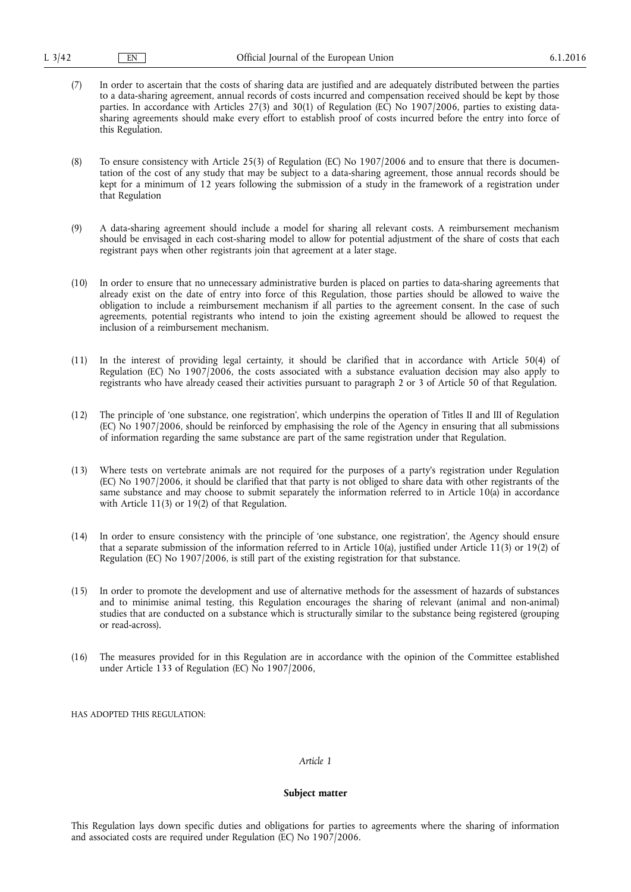(7) In order to ascertain that the costs of sharing data are justified and are adequately distributed between the parties to a data-sharing agreement, annual records of costs incurred and compensation received should be kept by those parties. In accordance with Articles 27(3) and 30(1) of Regulation (EC) No 1907/2006, parties to existing data-sharing agreements should make every effort to establish proof of costs incurred before the entry into force of this Regulation.

(8) To ensure consistency with Article 25(3) of Regulation (EC) No 1907/2006 and to ensure that there is documentation of the cost of any study that may be subject to a data-sharing agreement, those annual records should be kept for a minimum of 12 years following the submission of a study in the framework of a registration under that Regulation

(9) A data-sharing agreement should include a model for sharing all relevant costs. A reimbursement mechanism should be envisaged in each cost-sharing model to allow for potential adjustment of the share of costs that each registrant pays when other registrants join that agreement at a later stage.

(10) In order to ensure that no unnecessary administrative burden is placed on parties to data-sharing agreements that already exist on the date of entry into force of this Regulation, those parties should be allowed to waive the obligation to include a reimbursement mechanism if all parties to the agreement consent. In the case of such agreements, potential registrants who intend to join the existing agreement should be allowed to request the inclusion of a reimbursement mechanism.

(11) In the interest of providing legal certainty, it should be clarified that in accordance with Article 50(4) of Regulation (EC) No 1907/2006, the costs associated with a substance evaluation decision may also apply to registrants who have already ceased their activities pursuant to paragraph 2 or 3 of Article 50 of that Regulation.

(12) The principle of 'one substance, one registration', which underpins the operation of Titles II and III of Regulation (EC) No 1907/2006, should be reinforced by emphasising the role of the Agency in ensuring that all submissions of information regarding the same substance are part of the same registration under that Regulation.

(13) Where tests on vertebrate animals are not required for the purposes of a party's registration under Regulation (EC) No 1907/2006, it should be clarified that that party is not obliged to share data with other registrants of the same substance and may choose to submit separately the information referred to in Article 10(a) in accordance with Article 11(3) or 19(2) of that Regulation.

(14) In order to ensure consistency with the principle of 'one substance, one registration', the Agency should ensure that a separate submission of the information referred to in Article 10(a), justified under Article 11(3) or 19(2) of Regulation (EC) No 1907/2006, is still part of the existing registration for that substance.

(15) In order to promote the development and use of alternative methods for the assessment of hazards of substances and to minimise animal testing, this Regulation encourages the sharing of relevant (animal and non-animal) studies that are conducted on a substance which is structurally similar to the substance being registered (grouping or read-across).

(16) The measures provided for in this Regulation are in accordance with the opinion of the Committee established under Article 133 of Regulation (EC) No 1907/2006,

HAS ADOPTED THIS REGULATION:

*Article 1*

**Subject matter**

This Regulation lays down specific duties and obligations for parties to agreements where the sharing of information and associated costs are required under Regulation (EC) No 1907/2006.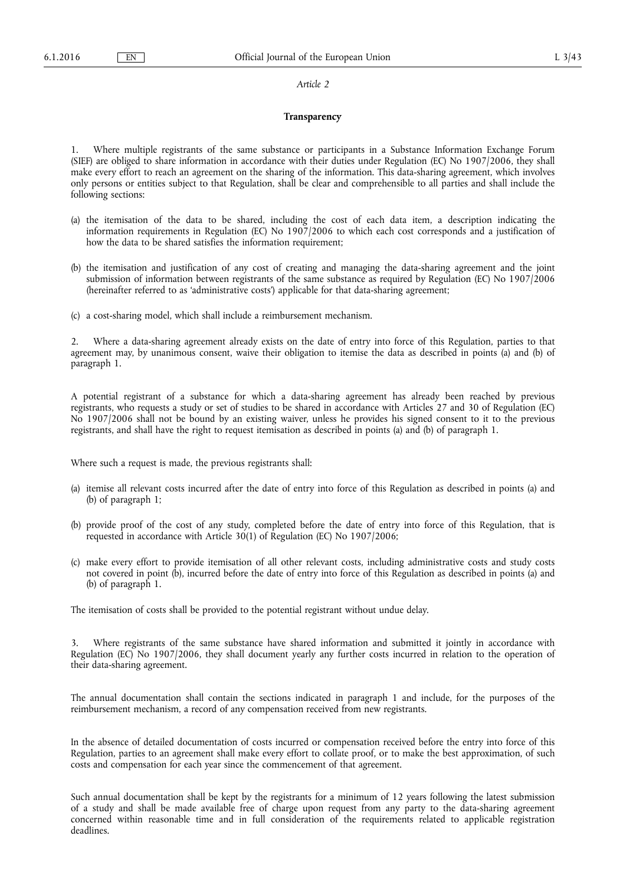*Article 2*

**Transparency**

1. Where multiple registrants of the same substance or participants in a Substance Information Exchange Forum (SIEF) are obliged to share information in accordance with their duties under Regulation (EC) No 1907/2006, they shall make every effort to reach an agreement on the sharing of the information. This data-sharing agreement, which involves only persons or entities subject to that Regulation, shall be clear and comprehensible to all parties and shall include the following sections:

(a) the itemisation of the data to be shared, including the cost of each data item, a description indicating the information requirements in Regulation (EC) No 1907/2006 to which each cost corresponds and a justification of how the data to be shared satisfies the information requirement;

(b) the itemisation and justification of any cost of creating and managing the data-sharing agreement and the joint submission of information between registrants of the same substance as required by Regulation (EC) No 1907/2006 (hereinafter referred to as 'administrative costs') applicable for that data-sharing agreement;

(c) a cost-sharing model, which shall include a reimbursement mechanism.

2. Where a data-sharing agreement already exists on the date of entry into force of this Regulation, parties to that agreement may, by unanimous consent, waive their obligation to itemise the data as described in points (a) and (b) of paragraph 1.

A potential registrant of a substance for which a data-sharing agreement has already been reached by previous registrants, who requests a study or set of studies to be shared in accordance with Articles 27 and 30 of Regulation (EC) No 1907/2006 shall not be bound by an existing waiver, unless he provides his signed consent to it to the previous registrants, and shall have the right to request itemisation as described in points (a) and (b) of paragraph 1.

Where such a request is made, the previous registrants shall:

(a) itemise all relevant costs incurred after the date of entry into force of this Regulation as described in points (a) and (b) of paragraph 1;

(b) provide proof of the cost of any study, completed before the date of entry into force of this Regulation, that is requested in accordance with Article 30(1) of Regulation (EC) No 1907/2006;

(c) make every effort to provide itemisation of all other relevant costs, including administrative costs and study costs not covered in point (b), incurred before the date of entry into force of this Regulation as described in points (a) and (b) of paragraph 1.

The itemisation of costs shall be provided to the potential registrant without undue delay.

3. Where registrants of the same substance have shared information and submitted it jointly in accordance with Regulation (EC) No 1907/2006, they shall document yearly any further costs incurred in relation to the operation of their data-sharing agreement.

The annual documentation shall contain the sections indicated in paragraph 1 and include, for the purposes of the reimbursement mechanism, a record of any compensation received from new registrants.

In the absence of detailed documentation of costs incurred or compensation received before the entry into force of this Regulation, parties to an agreement shall make every effort to collate proof, or to make the best approximation, of such costs and compensation for each year since the commencement of that agreement.

Such annual documentation shall be kept by the registrants for a minimum of 12 years following the latest submission of a study and shall be made available free of charge upon request from any party to the data-sharing agreement concerned within reasonable time and in full consideration of the requirements related to applicable registration deadlines.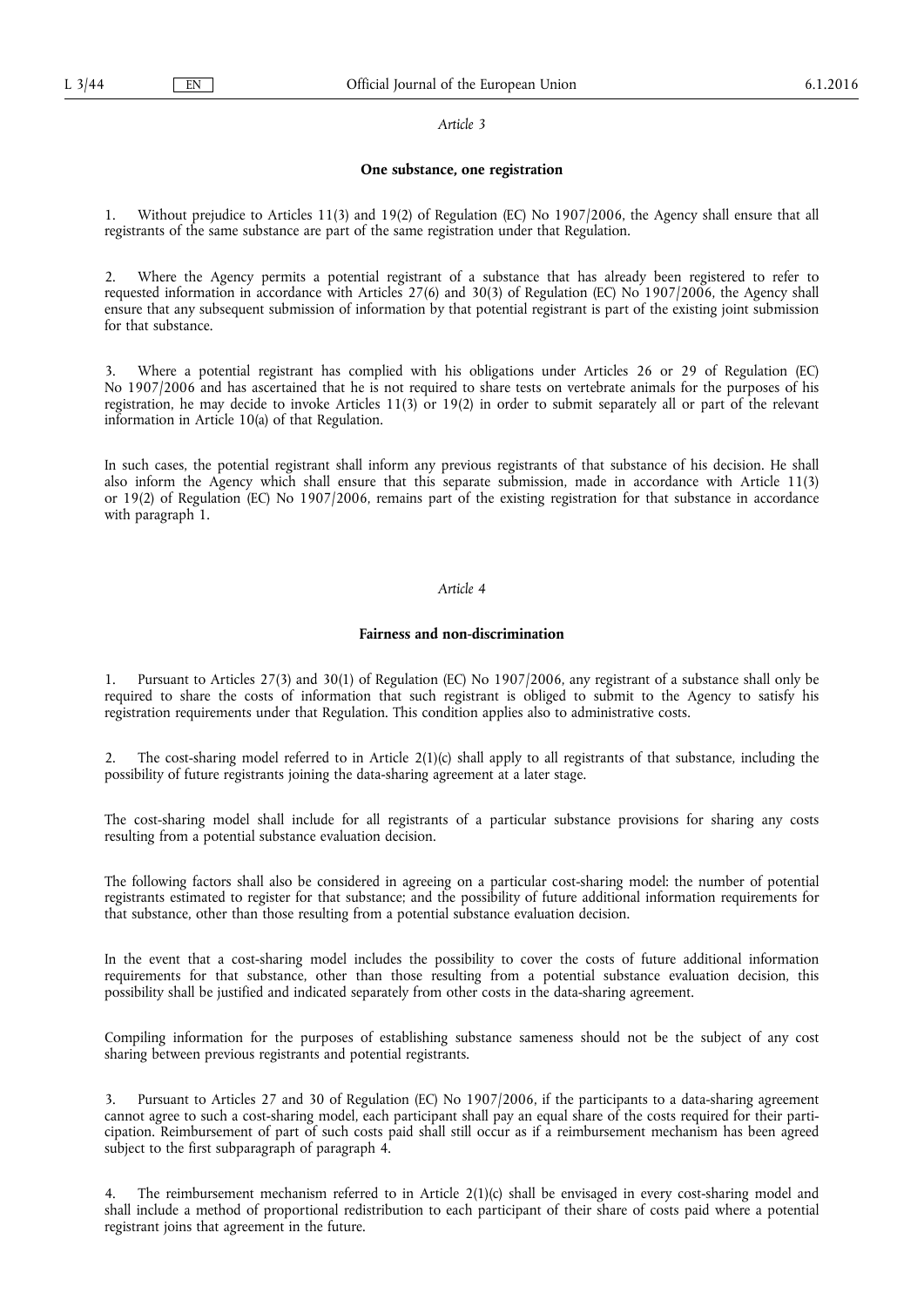*Article 3*

**One substance, one registration**

1. Without prejudice to Articles 11(3) and 19(2) of Regulation (EC) No 1907/2006, the Agency shall ensure that all registrants of the same substance are part of the same registration under that Regulation.

2. Where the Agency permits a potential registrant of a substance that has already been registered to refer to requested information in accordance with Articles 27(6) and 30(3) of Regulation (EC) No 1907/2006, the Agency shall ensure that any subsequent submission of information by that potential registrant is part of the existing joint submission for that substance.

3. Where a potential registrant has complied with his obligations under Articles 26 or 29 of Regulation (EC) No 1907/2006 and has ascertained that he is not required to share tests on vertebrate animals for the purposes of his registration, he may decide to invoke Articles 11(3) or 19(2) in order to submit separately all or part of the relevant information in Article 10(a) of that Regulation.

In such cases, the potential registrant shall inform any previous registrants of that substance of his decision. He shall also inform the Agency which shall ensure that this separate submission, made in accordance with Article 11(3) or 19(2) of Regulation (EC) No 1907/2006, remains part of the existing registration for that substance in accordance with paragraph 1.

*Article 4*

**Fairness and non-discrimination**

1. Pursuant to Articles 27(3) and 30(1) of Regulation (EC) No 1907/2006, any registrant of a substance shall only be required to share the costs of information that such registrant is obliged to submit to the Agency to satisfy his registration requirements under that Regulation. This condition applies also to administrative costs.

2. The cost-sharing model referred to in Article 2(1)(c) shall apply to all registrants of that substance, including the possibility of future registrants joining the data-sharing agreement at a later stage.

The cost-sharing model shall include for all registrants of a particular substance provisions for sharing any costs resulting from a potential substance evaluation decision.

The following factors shall also be considered in agreeing on a particular cost-sharing model: the number of potential registrants estimated to register for that substance; and the possibility of future additional information requirements for that substance, other than those resulting from a potential substance evaluation decision.

In the event that a cost-sharing model includes the possibility to cover the costs of future additional information requirements for that substance, other than those resulting from a potential substance evaluation decision, this possibility shall be justified and indicated separately from other costs in the data-sharing agreement.

Compiling information for the purposes of establishing substance sameness should not be the subject of any cost sharing between previous registrants and potential registrants.

3. Pursuant to Articles 27 and 30 of Regulation (EC) No 1907/2006, if the participants to a data-sharing agreement cannot agree to such a cost-sharing model, each participant shall pay an equal share of the costs required for their participation. Reimbursement of part of such costs paid shall still occur as if a reimbursement mechanism has been agreed subject to the first subparagraph of paragraph 4.

4. The reimbursement mechanism referred to in Article 2(1)(c) shall be envisaged in every cost-sharing model and shall include a method of proportional redistribution to each participant of their share of costs paid where a potential registrant joins that agreement in the future.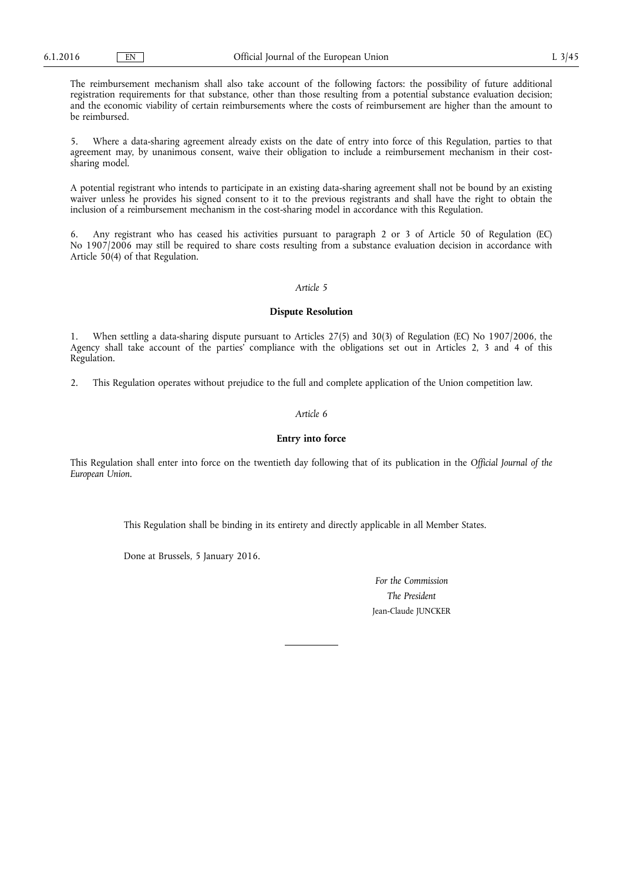The reimbursement mechanism shall also take account of the following factors: the possibility of future additional registration requirements for that substance, other than those resulting from a potential substance evaluation decision; and the economic viability of certain reimbursements where the costs of reimbursement are higher than the amount to be reimbursed.

5. Where a data-sharing agreement already exists on the date of entry into force of this Regulation, parties to that agreement may, by unanimous consent, waive their obligation to include a reimbursement mechanism in their cost-sharing model.

A potential registrant who intends to participate in an existing data-sharing agreement shall not be bound by an existing waiver unless he provides his signed consent to it to the previous registrants and shall have the right to obtain the inclusion of a reimbursement mechanism in the cost-sharing model in accordance with this Regulation.

6. Any registrant who has ceased his activities pursuant to paragraph 2 or 3 of Article 50 of Regulation (EC) No 1907/2006 may still be required to share costs resulting from a substance evaluation decision in accordance with Article 50(4) of that Regulation.

*Article 5*

**Dispute Resolution**

1. When settling a data-sharing dispute pursuant to Articles 27(5) and 30(3) of Regulation (EC) No 1907/2006, the Agency shall take account of the parties' compliance with the obligations set out in Articles 2, 3 and 4 of this Regulation.

2. This Regulation operates without prejudice to the full and complete application of the Union competition law.

*Article 6*

**Entry into force**

This Regulation shall enter into force on the twentieth day following that of its publication in the *Official Journal of the European Union*.

This Regulation shall be binding in its entirety and directly applicable in all Member States.

Done at Brussels, 5 January 2016.

*For the Commission*

*The President*

Jean-Claude JUNCKER